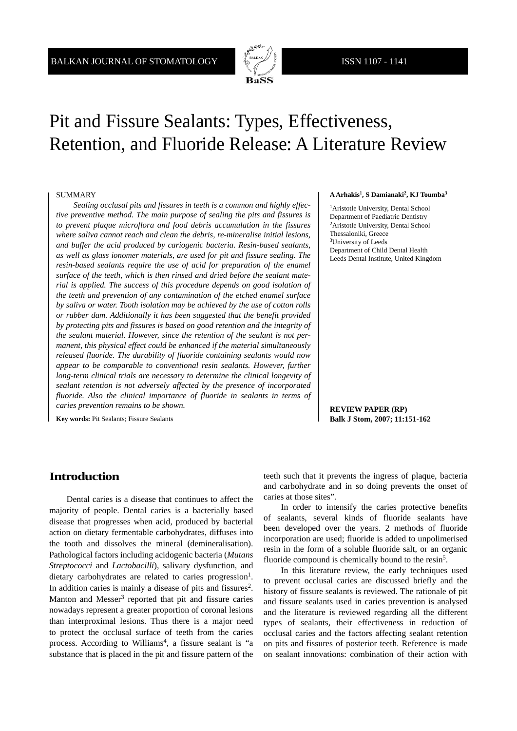# Pit and Fissure Sealants: Types, Effectiveness, Retention, and Fluoride Release: A Literature Review

SUMMARY

*Sealing occlusal pits and fissures in teeth is a common and highly effective preventive method. The main purpose of sealing the pits and fissures is to prevent plaque microflora and food debris accumulation in the fissures where saliva cannot reach and clean the debris, re-mineralise initial lesions, and buffer the acid produced by cariogenic bacteria. Resin-based sealants, as well as glass ionomer materials, are used for pit and fissure sealing. The resin-based sealants require the use of acid for preparation of the enamel surface of the teeth, which is then rinsed and dried before the sealant material is applied. The success of this procedure depends on good isolation of the teeth and prevention of any contamination of the etched enamel surface by saliva or water. Tooth isolation may be achieved by the use of cotton rolls or rubber dam. Additionally it has been suggested that the benefit provided by protecting pits and fissures is based on good retention and the integrity of the sealant material. However, since the retention of the sealant is not permanent, this physical effect could be enhanced if the material simultaneously released fluoride. The durability of fluoride containing sealants would now appear to be comparable to conventional resin sealants. However, further long-term clinical trials are necessary to determine the clinical longevity of sealant retention is not adversely affected by the presence of incorporated fluoride. Also the clinical importance of fluoride in sealants in terms of caries prevention remains to be shown.*

**Key words:** Pit Sealants; Fissure Sealants

**A Arhakis[1], S Damianaki[2], KJ Toumba[3]**

[1]Aristotle University, Dental School
Department of Paediatric Dentistry
[2]Aristotle University, Dental School
Thessaloniki, Greece
[3]University of Leeds
Department of Child Dental Health
Leeds Dental Institute, United Kingdom

**REVIEW PAPER (RP)**

## Introduction

Dental caries is a disease that continues to affect the majority of people. Dental caries is a bacterially based disease that progresses when acid, produced by bacterial action on dietary fermentable carbohydrates, diffuses into the tooth and dissolves the mineral (demineralisation). Pathological factors including acidogenic bacteria (*Mutans Streptococci* and *Lactobacilli*), salivary dysfunction, and dietary carbohydrates are related to caries progression[1]. In addition caries is mainly a disease of pits and fissures[2]. Manton and Messer[3] reported that pit and fissure caries nowadays represent a greater proportion of coronal lesions than interproximal lesions. Thus there is a major need to protect the occlusal surface of teeth from the caries process. According to Williams[4], a fissure sealant is "a substance that is placed in the pit and fissure pattern of the teeth such that it prevents the ingress of plaque, bacteria and carbohydrate and in so doing prevents the onset of caries at those sites".

In order to intensify the caries protective benefits of sealants, several kinds of fluoride sealants have been developed over the years. 2 methods of fluoride incorporation are used; fluoride is added to unpolimerised resin in the form of a soluble fluoride salt, or an organic fluoride compound is chemically bound to the resin[5].

In this literature review, the early techniques used to prevent occlusal caries are discussed briefly and the history of fissure sealants is reviewed. The rationale of pit and fissure sealants used in caries prevention is analysed and the literature is reviewed regarding all the different types of sealants, their effectiveness in reduction of occlusal caries and the factors affecting sealant retention on pits and fissures of posterior teeth. Reference is made on sealant innovations: combination of their action with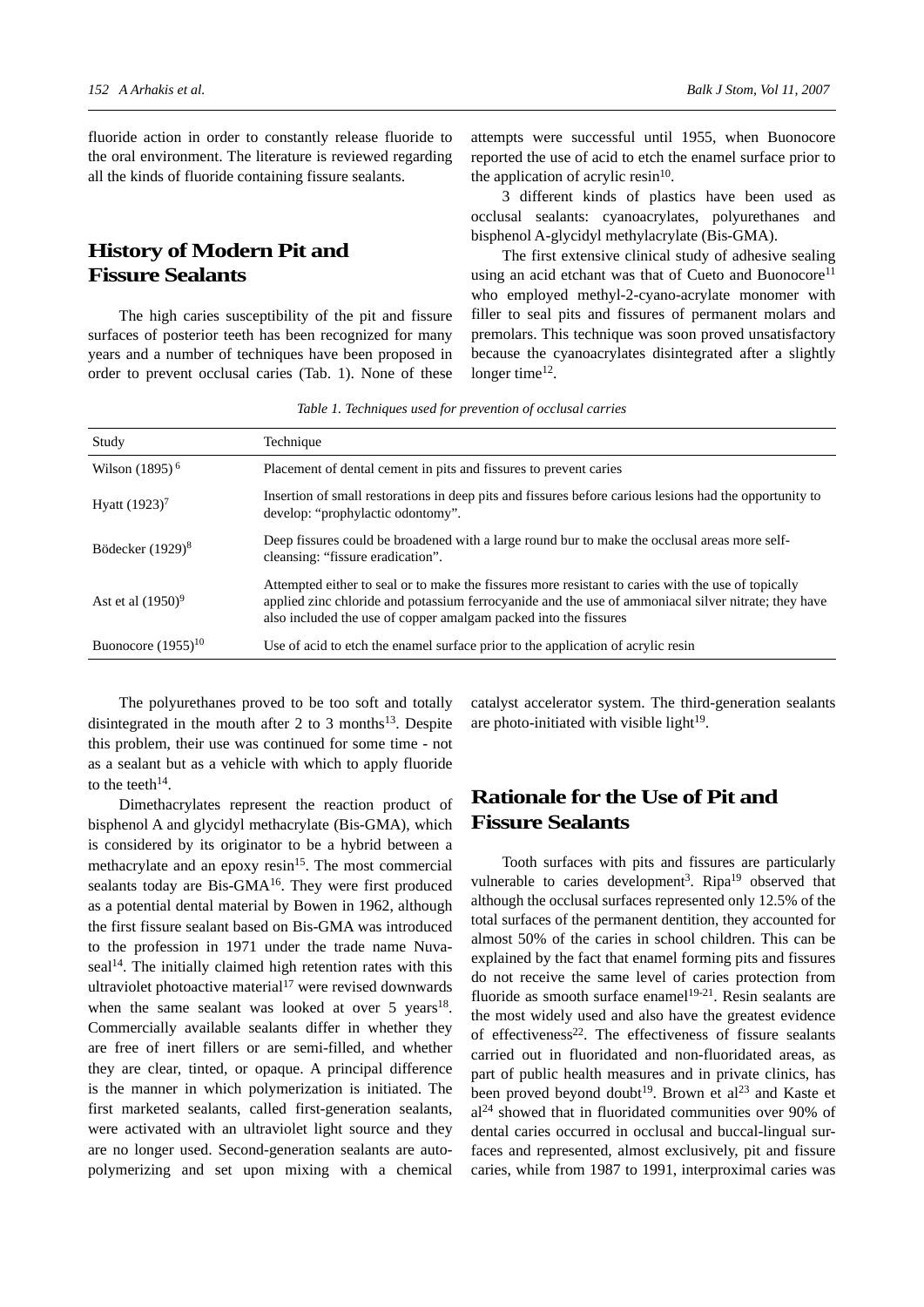fluoride action in order to constantly release fluoride to the oral environment. The literature is reviewed regarding all the kinds of fluoride containing fissure sealants.

## History of Modern Pit and Fissure Sealants

The high caries susceptibility of the pit and fissure surfaces of posterior teeth has been recognized for many years and a number of techniques have been proposed in order to prevent occlusal caries (Tab. 1). None of these attempts were successful until 1955, when Buonocore reported the use of acid to etch the enamel surface prior to the application of acrylic resin[10].

3 different kinds of plastics have been used as occlusal sealants: cyanoacrylates, polyurethanes and bisphenol A-glycidyl methylacrylate (Bis-GMA).

The first extensive clinical study of adhesive sealing using an acid etchant was that of Cueto and Buonocore[11] who employed methyl-2-cyano-acrylate monomer with filler to seal pits and fissures of permanent molars and premolars. This technique was soon proved unsatisfactory because the cyanoacrylates disintegrated after a slightly longer time[12].

*Table 1. Techniques used for prevention of occlusal carries*

| Study | Technique |
|---|---|
| Wilson (1895) [6] | Placement of dental cement in pits and fissures to prevent caries |
| Hyatt (1923)[7] | Insertion of small restorations in deep pits and fissures before carious lesions had the opportunity to develop: "prophylactic odontomy". |
| Bödecker (1929)[8] | Deep fissures could be broadened with a large round bur to make the occlusal areas more self-cleansing: "fissure eradication". |
| Ast et al (1950)[9] | Attempted either to seal or to make the fissures more resistant to caries with the use of topically applied zinc chloride and potassium ferrocyanide and the use of ammoniacal silver nitrate; they have also included the use of copper amalgam packed into the fissures |
| Buonocore (1955)[10] | Use of acid to etch the enamel surface prior to the application of acrylic resin |

The polyurethanes proved to be too soft and totally disintegrated in the mouth after 2 to 3 months[13]. Despite this problem, their use was continued for some time - not as a sealant but as a vehicle with which to apply fluoride to the teeth[14].

Dimethacrylates represent the reaction product of bisphenol A and glycidyl methacrylate (Bis-GMA), which is considered by its originator to be a hybrid between a methacrylate and an epoxy resin[15]. The most commercial sealants today are Bis-GMA[16]. They were first produced as a potential dental material by Bowen in 1962, although the first fissure sealant based on Bis-GMA was introduced to the profession in 1971 under the trade name Nuva-seal[14]. The initially claimed high retention rates with this ultraviolet photoactive material[17] were revised downwards when the same sealant was looked at over 5 years[18]. Commercially available sealants differ in whether they are free of inert fillers or are semi-filled, and whether they are clear, tinted, or opaque. A principal difference is the manner in which polymerization is initiated. The first marketed sealants, called first-generation sealants, were activated with an ultraviolet light source and they are no longer used. Second-generation sealants are auto-polymerizing and set upon mixing with a chemical catalyst accelerator system. The third-generation sealants are photo-initiated with visible light[19].

## Rationale for the Use of Pit and Fissure Sealants

Tooth surfaces with pits and fissures are particularly vulnerable to caries development[3]. Ripa[19] observed that although the occlusal surfaces represented only 12.5% of the total surfaces of the permanent dentition, they accounted for almost 50% of the caries in school children. This can be explained by the fact that enamel forming pits and fissures do not receive the same level of caries protection from fluoride as smooth surface enamel[19-21]. Resin sealants are the most widely used and also have the greatest evidence of effectiveness[22]. The effectiveness of fissure sealants carried out in fluoridated and non-fluoridated areas, as part of public health measures and in private clinics, has been proved beyond doubt[19]. Brown et al[23] and Kaste et al[24] showed that in fluoridated communities over 90% of dental caries occurred in occlusal and buccal-lingual surfaces and represented, almost exclusively, pit and fissure caries, while from 1987 to 1991, interproximal caries was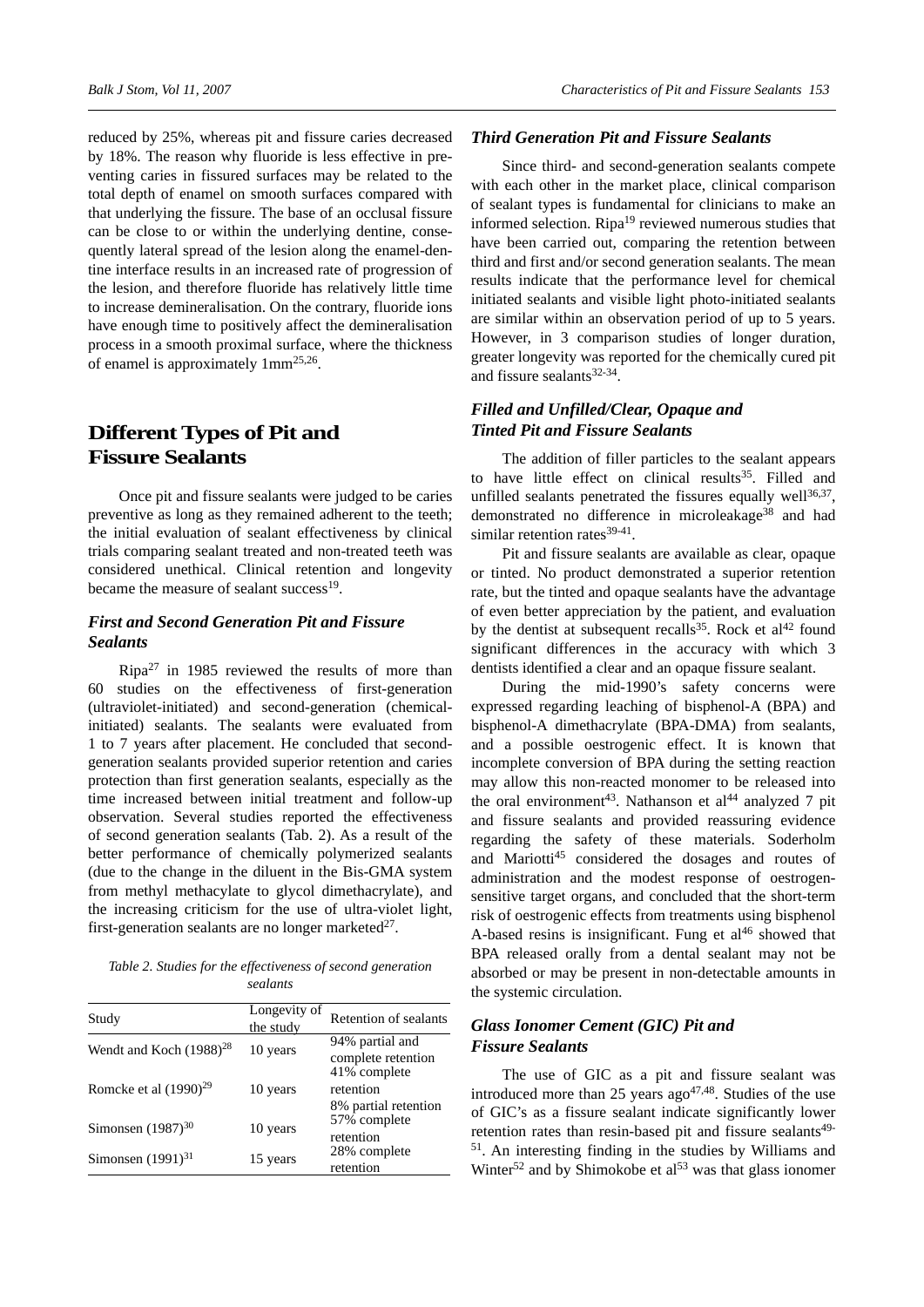reduced by 25%, whereas pit and fissure caries decreased by 18%. The reason why fluoride is less effective in preventing caries in fissured surfaces may be related to the total depth of enamel on smooth surfaces compared with that underlying the fissure. The base of an occlusal fissure can be close to or within the underlying dentine, consequently lateral spread of the lesion along the enamel-dentine interface results in an increased rate of progression of the lesion, and therefore fluoride has relatively little time to increase demineralisation. On the contrary, fluoride ions have enough time to positively affect the demineralisation process in a smooth proximal surface, where the thickness of enamel is approximately 1mm[25,26].

## Different Types of Pit and Fissure Sealants

Once pit and fissure sealants were judged to be caries preventive as long as they remained adherent to the teeth; the initial evaluation of sealant effectiveness by clinical trials comparing sealant treated and non-treated teeth was considered unethical. Clinical retention and longevity became the measure of sealant success[19].

### *First and Second Generation Pit and Fissure Sealants*

Ripa[27] in 1985 reviewed the results of more than 60 studies on the effectiveness of first-generation (ultraviolet-initiated) and second-generation (chemical-initiated) sealants. The sealants were evaluated from 1 to 7 years after placement. He concluded that second-generation sealants provided superior retention and caries protection than first generation sealants, especially as the time increased between initial treatment and follow-up observation. Several studies reported the effectiveness of second generation sealants (Tab. 2). As a result of the better performance of chemically polymerized sealants (due to the change in the diluent in the Bis-GMA system from methyl methacylate to glycol dimethacrylate), and the increasing criticism for the use of ultra-violet light, first-generation sealants are no longer marketed[27].

*Table 2. Studies for the effectiveness of second generation sealants*

| Study | Longevity of the study | Retention of sealants |
|---|---|---|
| Wendt and Koch (1988)[28] | 10 years | 94% partial and complete retention |
| Romcke et al (1990)[29] | 10 years | 41% complete retention 8% partial retention |
| Simonsen (1987)[30] | 10 years | 57% complete retention |
| Simonsen (1991)[31] | 15 years | 28% complete retention |

### *Third Generation Pit and Fissure Sealants*

Since third- and second-generation sealants compete with each other in the market place, clinical comparison of sealant types is fundamental for clinicians to make an informed selection. Ripa[19] reviewed numerous studies that have been carried out, comparing the retention between third and first and/or second generation sealants. The mean results indicate that the performance level for chemical initiated sealants and visible light photo-initiated sealants are similar within an observation period of up to 5 years. However, in 3 comparison studies of longer duration, greater longevity was reported for the chemically cured pit and fissure sealants[32-34].

### *Filled and Unfilled/Clear, Opaque and Tinted Pit and Fissure Sealants*

The addition of filler particles to the sealant appears to have little effect on clinical results[35]. Filled and unfilled sealants penetrated the fissures equally well[36,37], demonstrated no difference in microleakage[38] and had similar retention rates[39-41].

Pit and fissure sealants are available as clear, opaque or tinted. No product demonstrated a superior retention rate, but the tinted and opaque sealants have the advantage of even better appreciation by the patient, and evaluation by the dentist at subsequent recalls[35]. Rock et al[42] found significant differences in the accuracy with which 3 dentists identified a clear and an opaque fissure sealant.

During the mid-1990's safety concerns were expressed regarding leaching of bisphenol-A (BPA) and bisphenol-A dimethacrylate (BPA-DMA) from sealants, and a possible oestrogenic effect. It is known that incomplete conversion of BPA during the setting reaction may allow this non-reacted monomer to be released into the oral environment[43]. Nathanson et al[44] analyzed 7 pit and fissure sealants and provided reassuring evidence regarding the safety of these materials. Soderholm and Mariotti[45] considered the dosages and routes of administration and the modest response of oestrogen-sensitive target organs, and concluded that the short-term risk of oestrogenic effects from treatments using bisphenol A-based resins is insignificant. Fung et al[46] showed that BPA released orally from a dental sealant may not be absorbed or may be present in non-detectable amounts in the systemic circulation.

### *Glass Ionomer Cement (GIC) Pit and Fissure Sealants*

The use of GIC as a pit and fissure sealant was introduced more than 25 years ago[47,48]. Studies of the use of GIC's as a fissure sealant indicate significantly lower retention rates than resin-based pit and fissure sealants[49-51]. An interesting finding in the studies by Williams and Winter[52] and by Shimokobe et al[53] was that glass ionomer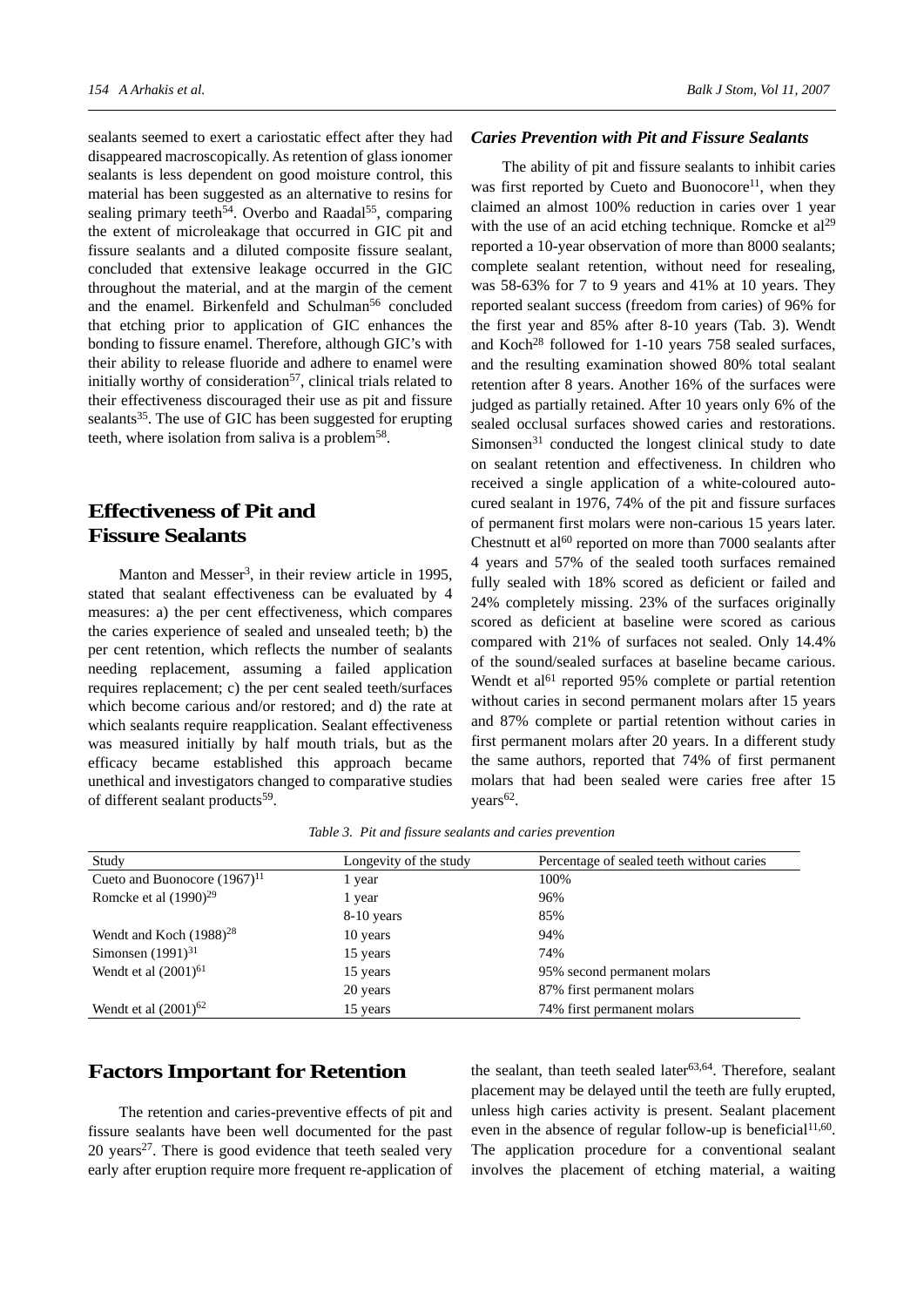sealants seemed to exert a cariostatic effect after they had disappeared macroscopically. As retention of glass ionomer sealants is less dependent on good moisture control, this material has been suggested as an alternative to resins for sealing primary teeth[54]. Overbo and Raadal[55], comparing the extent of microleakage that occurred in GIC pit and fissure sealants and a diluted composite fissure sealant, concluded that extensive leakage occurred in the GIC throughout the material, and at the margin of the cement and the enamel. Birkenfeld and Schulman[56] concluded that etching prior to application of GIC enhances the bonding to fissure enamel. Therefore, although GIC's with their ability to release fluoride and adhere to enamel were initially worthy of consideration[57], clinical trials related to their effectiveness discouraged their use as pit and fissure sealants[35]. The use of GIC has been suggested for erupting teeth, where isolation from saliva is a problem[58].

## Effectiveness of Pit and Fissure Sealants

Manton and Messer[3], in their review article in 1995, stated that sealant effectiveness can be evaluated by 4 measures: a) the per cent effectiveness, which compares the caries experience of sealed and unsealed teeth; b) the per cent retention, which reflects the number of sealants needing replacement, assuming a failed application requires replacement; c) the per cent sealed teeth/surfaces which become carious and/or restored; and d) the rate at which sealants require reapplication. Sealant effectiveness was measured initially by half mouth trials, but as the efficacy became established this approach became unethical and investigators changed to comparative studies of different sealant products[59].

### *Caries Prevention with Pit and Fissure Sealants*

The ability of pit and fissure sealants to inhibit caries was first reported by Cueto and Buonocore[11], when they claimed an almost 100% reduction in caries over 1 year with the use of an acid etching technique. Romcke et al[29] reported a 10-year observation of more than 8000 sealants; complete sealant retention, without need for resealing, was 58-63% for 7 to 9 years and 41% at 10 years. They reported sealant success (freedom from caries) of 96% for the first year and 85% after 8-10 years (Tab. 3). Wendt and Koch[28] followed for 1-10 years 758 sealed surfaces, and the resulting examination showed 80% total sealant retention after 8 years. Another 16% of the surfaces were judged as partially retained. After 10 years only 6% of the sealed occlusal surfaces showed caries and restorations. Simonsen[31] conducted the longest clinical study to date on sealant retention and effectiveness. In children who received a single application of a white-coloured auto-cured sealant in 1976, 74% of the pit and fissure surfaces of permanent first molars were non-carious 15 years later. Chestnutt et al[60] reported on more than 7000 sealants after 4 years and 57% of the sealed tooth surfaces remained fully sealed with 18% scored as deficient or failed and 24% completely missing. 23% of the surfaces originally scored as deficient at baseline were scored as carious compared with 21% of surfaces not sealed. Only 14.4% of the sound/sealed surfaces at baseline became carious. Wendt et al[61] reported 95% complete or partial retention without caries in second permanent molars after 15 years and 87% complete or partial retention without caries in first permanent molars after 20 years. In a different study the same authors, reported that 74% of first permanent molars that had been sealed were caries free after 15 years[62].

*Table 3. Pit and fissure sealants and caries prevention*

| Study | Longevity of the study | Percentage of sealed teeth without caries |
|---|---|---|
| Cueto and Buonocore (1967)[11] | 1 year | 100% |
| Romcke et al (1990)[29] | 1 year | 96% |
| | 8-10 years | 85% |
| Wendt and Koch (1988)[28] | 10 years | 94% |
| Simonsen (1991)[31] | 15 years | 74% |
| Wendt et al (2001)[61] | 15 years | 95% second permanent molars |
| | 20 years | 87% first permanent molars |
| Wendt et al (2001)[62] | 15 years | 74% first permanent molars |

## Factors Important for Retention

The retention and caries-preventive effects of pit and fissure sealants have been well documented for the past 20 years[27]. There is good evidence that teeth sealed very early after eruption require more frequent re-application of the sealant, than teeth sealed later[63,64]. Therefore, sealant placement may be delayed until the teeth are fully erupted, unless high caries activity is present. Sealant placement even in the absence of regular follow-up is beneficial[11,60]. The application procedure for a conventional sealant involves the placement of etching material, a waiting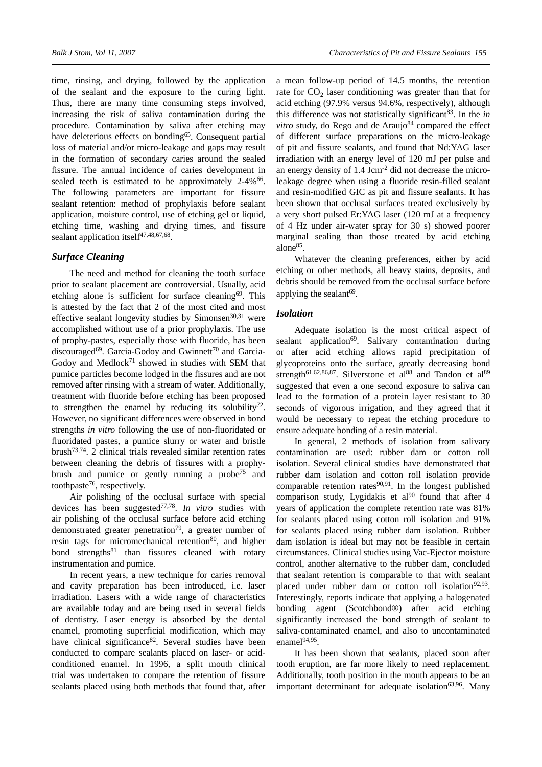time, rinsing, and drying, followed by the application of the sealant and the exposure to the curing light. Thus, there are many time consuming steps involved, increasing the risk of saliva contamination during the procedure. Contamination by saliva after etching may have deleterious effects on bonding[65]. Consequent partial loss of material and/or micro-leakage and gaps may result in the formation of secondary caries around the sealed fissure. The annual incidence of caries development in sealed teeth is estimated to be approximately 2-4%[66]. The following parameters are important for fissure sealant retention: method of prophylaxis before sealant application, moisture control, use of etching gel or liquid, etching time, washing and drying times, and fissure sealant application itself[47,48,67,68].

### *Surface Cleaning*

The need and method for cleaning the tooth surface prior to sealant placement are controversial. Usually, acid etching alone is sufficient for surface cleaning[69]. This is attested by the fact that 2 of the most cited and most effective sealant longevity studies by Simonsen[30,31] were accomplished without use of a prior prophylaxis. The use of prophy-pastes, especially those with fluoride, has been discouraged[69]. Garcia-Godoy and Gwinnett[70] and Garcia-Godoy and Medlock[71] showed in studies with SEM that pumice particles become lodged in the fissures and are not removed after rinsing with a stream of water. Additionally, treatment with fluoride before etching has been proposed to strengthen the enamel by reducing its solubility[72]. However, no significant differences were observed in bond strengths *in vitro* following the use of non-fluoridated or fluoridated pastes, a pumice slurry or water and bristle brush[73,74]. 2 clinical trials revealed similar retention rates between cleaning the debris of fissures with a prophy-brush and pumice or gently running a probe[75] and toothpaste[76], respectively.

Air polishing of the occlusal surface with special devices has been suggested[77,78]. *In vitro* studies with air polishing of the occlusal surface before acid etching demonstrated greater penetration[79], a greater number of resin tags for micromechanical retention[80], and higher bond strengths[81] than fissures cleaned with rotary instrumentation and pumice.

In recent years, a new technique for caries removal and cavity preparation has been introduced, i.e. laser irradiation. Lasers with a wide range of characteristics are available today and are being used in several fields of dentistry. Laser energy is absorbed by the dental enamel, promoting superficial modification, which may have clinical significance[82]. Several studies have been conducted to compare sealants placed on laser- or acid-conditioned enamel. In 1996, a split mouth clinical trial was undertaken to compare the retention of fissure sealants placed using both methods that found that, after a mean follow-up period of 14.5 months, the retention rate for $CO_2$ laser conditioning was greater than that for acid etching (97.9% versus 94.6%, respectively), although this difference was not statistically significant[83]. In the *in vitro* study, do Rego and de Araujo[84] compared the effect of different surface preparations on the micro-leakage of pit and fissure sealants, and found that Nd:YAG laser irradiation with an energy level of 120 mJ per pulse and an energy density of 1.4 $Jcm^{-2}$ did not decrease the micro-leakage degree when using a fluoride resin-filled sealant and resin-modified GIC as pit and fissure sealants. It has been shown that occlusal surfaces treated exclusively by a very short pulsed Er:YAG laser (120 mJ at a frequency of 4 Hz under air-water spray for 30 s) showed poorer marginal sealing than those treated by acid etching alone[85].

Whatever the cleaning preferences, either by acid etching or other methods, all heavy stains, deposits, and debris should be removed from the occlusal surface before applying the sealant[69].

### *Isolation*

Adequate isolation is the most critical aspect of sealant application[69]. Salivary contamination during or after acid etching allows rapid precipitation of glycoproteins onto the surface, greatly decreasing bond strength[61,62,86,87]. Silverstone et al[88] and Tandon et al[89] suggested that even a one second exposure to saliva can lead to the formation of a protein layer resistant to 30 seconds of vigorous irrigation, and they agreed that it would be necessary to repeat the etching procedure to ensure adequate bonding of a resin material.

In general, 2 methods of isolation from salivary contamination are used: rubber dam or cotton roll isolation. Several clinical studies have demonstrated that rubber dam isolation and cotton roll isolation provide comparable retention rates[90,91]. In the longest published comparison study, Lygidakis et al[90] found that after 4 years of application the complete retention rate was 81% for sealants placed using cotton roll isolation and 91% for sealants placed using rubber dam isolation. Rubber dam isolation is ideal but may not be feasible in certain circumstances. Clinical studies using Vac-Ejector moisture control, another alternative to the rubber dam, concluded that sealant retention is comparable to that with sealant placed under rubber dam or cotton roll isolation[92,93]. Interestingly, reports indicate that applying a halogenated bonding agent (Scotchbond®) after acid etching significantly increased the bond strength of sealant to saliva-contaminated enamel, and also to uncontaminated enamel[94,95].

It has been shown that sealants, placed soon after tooth eruption, are far more likely to need replacement. Additionally, tooth position in the mouth appears to be an important determinant for adequate isolation[63,96]. Many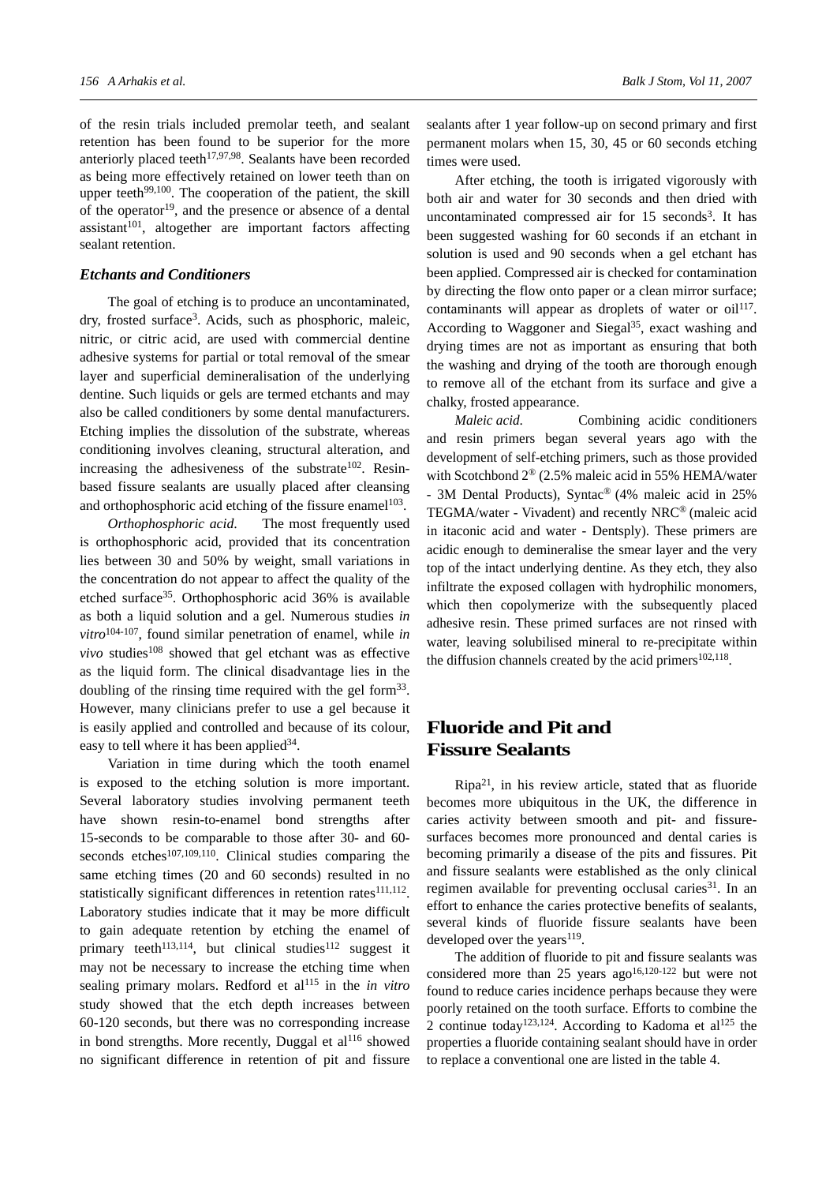of the resin trials included premolar teeth, and sealant retention has been found to be superior for the more anteriorly placed teeth[17,97,98]. Sealants have been recorded as being more effectively retained on lower teeth than on upper teeth[99,100]. The cooperation of the patient, the skill of the operator[19], and the presence or absence of a dental assistant[101], altogether are important factors affecting sealant retention.

### *Etchants and Conditioners*

The goal of etching is to produce an uncontaminated, dry, frosted surface[3]. Acids, such as phosphoric, maleic, nitric, or citric acid, are used with commercial dentine adhesive systems for partial or total removal of the smear layer and superficial demineralisation of the underlying dentine. Such liquids or gels are termed etchants and may also be called conditioners by some dental manufacturers. Etching implies the dissolution of the substrate, whereas conditioning involves cleaning, structural alteration, and increasing the adhesiveness of the substrate[102]. Resin-based fissure sealants are usually placed after cleansing and orthophosphoric acid etching of the fissure enamel[103].

*Orthophosphoric acid*. The most frequently used is orthophosphoric acid, provided that its concentration lies between 30 and 50% by weight, small variations in the concentration do not appear to affect the quality of the etched surface[35]. Orthophosphoric acid 36% is available as both a liquid solution and a gel. Numerous studies *in vitro*[104-107], found similar penetration of enamel, while *in vivo* studies[108] showed that gel etchant was as effective as the liquid form. The clinical disadvantage lies in the doubling of the rinsing time required with the gel form[33]. However, many clinicians prefer to use a gel because it is easily applied and controlled and because of its colour, easy to tell where it has been applied[34].

Variation in time during which the tooth enamel is exposed to the etching solution is more important. Several laboratory studies involving permanent teeth have shown resin-to-enamel bond strengths after 15-seconds to be comparable to those after 30- and 60-seconds etches[107,109,110]. Clinical studies comparing the same etching times (20 and 60 seconds) resulted in no statistically significant differences in retention rates[111,112]. Laboratory studies indicate that it may be more difficult to gain adequate retention by etching the enamel of primary teeth[113,114], but clinical studies[112] suggest it may not be necessary to increase the etching time when sealing primary molars. Redford et al[115] in the *in vitro* study showed that the etch depth increases between 60-120 seconds, but there was no corresponding increase in bond strengths. More recently, Duggal et al[116] showed no significant difference in retention of pit and fissure sealants after 1 year follow-up on second primary and first permanent molars when 15, 30, 45 or 60 seconds etching times were used.

After etching, the tooth is irrigated vigorously with both air and water for 30 seconds and then dried with uncontaminated compressed air for 15 seconds[3]. It has been suggested washing for 60 seconds if an etchant in solution is used and 90 seconds when a gel etchant has been applied. Compressed air is checked for contamination by directing the flow onto paper or a clean mirror surface; contaminants will appear as droplets of water or oil[117]. According to Waggoner and Siegal[35], exact washing and drying times are not as important as ensuring that both the washing and drying of the tooth are thorough enough to remove all of the etchant from its surface and give a chalky, frosted appearance.

*Maleic acid*. Combining acidic conditioners and resin primers began several years ago with the development of self-etching primers, such as those provided with Scotchbond 2® (2.5% maleic acid in 55% HEMA/water - 3M Dental Products), Syntac® (4% maleic acid in 25% TEGMA/water - Vivadent) and recently NRC® (maleic acid in itaconic acid and water - Dentsply). These primers are acidic enough to demineralise the smear layer and the very top of the intact underlying dentine. As they etch, they also infiltrate the exposed collagen with hydrophilic monomers, which then copolymerize with the subsequently placed adhesive resin. These primed surfaces are not rinsed with water, leaving solubilised mineral to re-precipitate within the diffusion channels created by the acid primers[102,118].

## Fluoride and Pit and Fissure Sealants

Ripa[21], in his review article, stated that as fluoride becomes more ubiquitous in the UK, the difference in caries activity between smooth and pit- and fissure-surfaces becomes more pronounced and dental caries is becoming primarily a disease of the pits and fissures. Pit and fissure sealants were established as the only clinical regimen available for preventing occlusal caries[31]. In an effort to enhance the caries protective benefits of sealants, several kinds of fluoride fissure sealants have been developed over the years[119].

The addition of fluoride to pit and fissure sealants was considered more than 25 years ago[16,120-122] but were not found to reduce caries incidence perhaps because they were poorly retained on the tooth surface. Efforts to combine the 2 continue today[123,124]. According to Kadoma et al[125] the properties a fluoride containing sealant should have in order to replace a conventional one are listed in the table 4.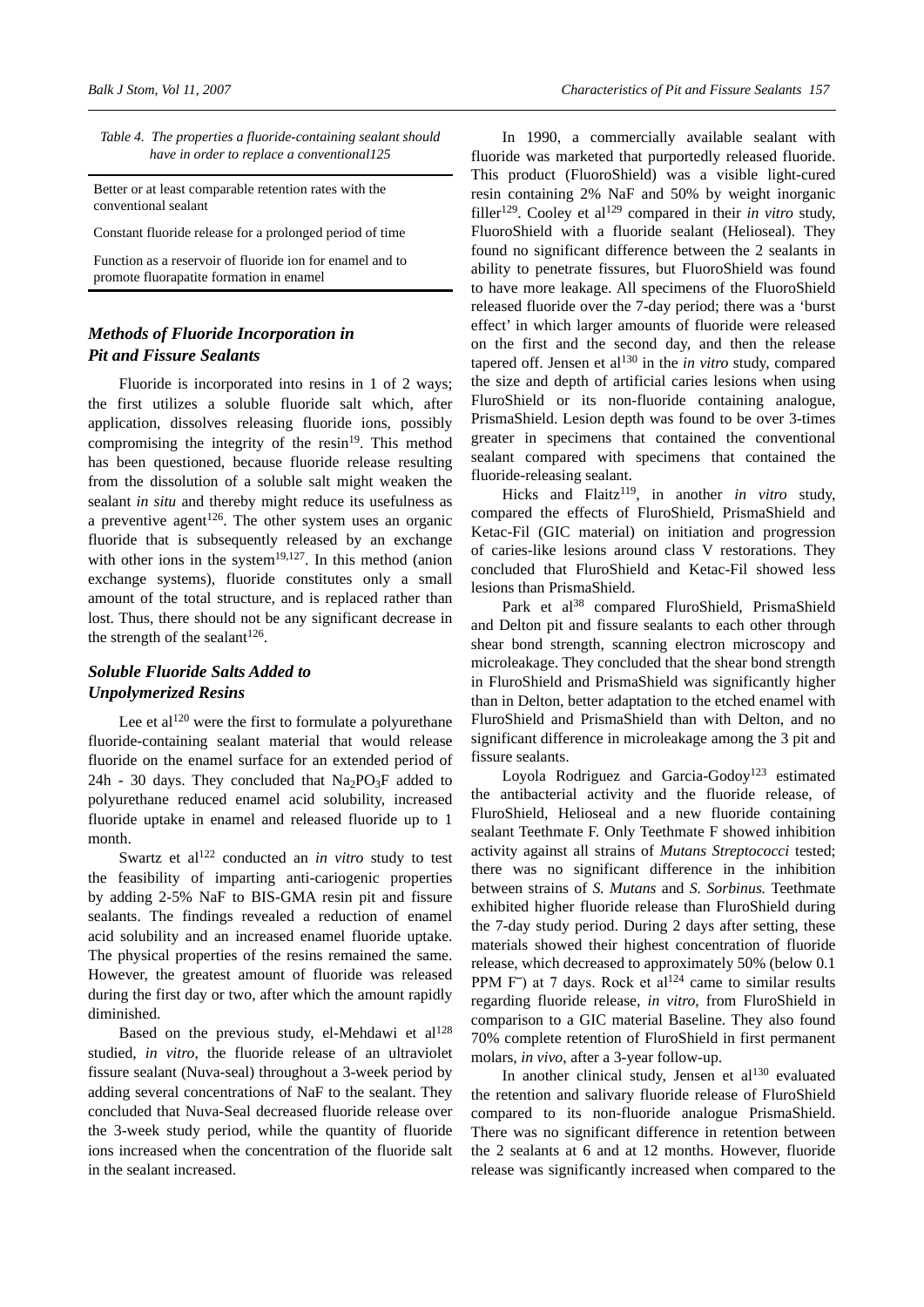*Table 4. The properties a fluoride-containing sealant should have in order to replace a conventional125*

| |
|---|
| Better or at least comparable retention rates with the conventional sealant |
| Constant fluoride release for a prolonged period of time |
| Function as a reservoir of fluoride ion for enamel and to promote fluorapatite formation in enamel |

## *Methods of Fluoride Incorporation in Pit and Fissure Sealants*

Fluoride is incorporated into resins in 1 of 2 ways; the first utilizes a soluble fluoride salt which, after application, dissolves releasing fluoride ions, possibly compromising the integrity of the resin[19]. This method has been questioned, because fluoride release resulting from the dissolution of a soluble salt might weaken the sealant *in situ* and thereby might reduce its usefulness as a preventive agent[126]. The other system uses an organic fluoride that is subsequently released by an exchange with other ions in the system[19,127]. In this method (anion exchange systems), fluoride constitutes only a small amount of the total structure, and is replaced rather than lost. Thus, there should not be any significant decrease in the strength of the sealant[126].

## *Soluble Fluoride Salts Added to Unpolymerized Resins*

Lee et al[120] were the first to formulate a polyurethane fluoride-containing sealant material that would release fluoride on the enamel surface for an extended period of 24h - 30 days. They concluded that $Na_2PO_3F$ added to polyurethane reduced enamel acid solubility, increased fluoride uptake in enamel and released fluoride up to 1 month.

Swartz et al[122] conducted an *in vitro* study to test the feasibility of imparting anti-cariogenic properties by adding 2-5% NaF to BIS-GMA resin pit and fissure sealants. The findings revealed a reduction of enamel acid solubility and an increased enamel fluoride uptake. The physical properties of the resins remained the same. However, the greatest amount of fluoride was released during the first day or two, after which the amount rapidly diminished.

Based on the previous study, el-Mehdawi et al[128] studied, *in vitro*, the fluoride release of an ultraviolet fissure sealant (Nuva-seal) throughout a 3-week period by adding several concentrations of NaF to the sealant. They concluded that Nuva-Seal decreased fluoride release over the 3-week study period, while the quantity of fluoride ions increased when the concentration of the fluoride salt in the sealant increased.

In 1990, a commercially available sealant with fluoride was marketed that purportedly released fluoride. This product (FluoroShield) was a visible light-cured resin containing 2% NaF and 50% by weight inorganic filler[129]. Cooley et al[129] compared in their *in vitro* study, FluoroShield with a fluoride sealant (Helioseal). They found no significant difference between the 2 sealants in ability to penetrate fissures, but FluoroShield was found to have more leakage. All specimens of the FluoroShield released fluoride over the 7-day period; there was a 'burst effect' in which larger amounts of fluoride were released on the first and the second day, and then the release tapered off. Jensen et al[130] in the *in vitro* study, compared the size and depth of artificial caries lesions when using FluroShield or its non-fluoride containing analogue, PrismaShield. Lesion depth was found to be over 3-times greater in specimens that contained the conventional sealant compared with specimens that contained the fluoride-releasing sealant.

Hicks and Flaitz[119], in another *in vitro* study, compared the effects of FluroShield, PrismaShield and Ketac-Fil (GIC material) on initiation and progression of caries-like lesions around class V restorations. They concluded that FluroShield and Ketac-Fil showed less lesions than PrismaShield.

Park et al[38] compared FluroShield, PrismaShield and Delton pit and fissure sealants to each other through shear bond strength, scanning electron microscopy and microleakage. They concluded that the shear bond strength in FluroShield and PrismaShield was significantly higher than in Delton, better adaptation to the etched enamel with FluroShield and PrismaShield than with Delton, and no significant difference in microleakage among the 3 pit and fissure sealants.

Loyola Rodriguez and Garcia-Godoy[123] estimated the antibacterial activity and the fluoride release, of FluroShield, Helioseal and a new fluoride containing sealant Teethmate F. Only Teethmate F showed inhibition activity against all strains of *Mutans Streptococci* tested; there was no significant difference in the inhibition between strains of *S. Mutans* and *S. Sorbinus.* Teethmate exhibited higher fluoride release than FluroShield during the 7-day study period. During 2 days after setting, these materials showed their highest concentration of fluoride release, which decreased to approximately 50% (below 0.1 PPM $F^-$) at 7 days. Rock et al[124] came to similar results regarding fluoride release, *in vitro*, from FluroShield in comparison to a GIC material Baseline. They also found 70% complete retention of FluroShield in first permanent molars, *in vivo*, after a 3-year follow-up.

In another clinical study, Jensen et al[130] evaluated the retention and salivary fluoride release of FluroShield compared to its non-fluoride analogue PrismaShield. There was no significant difference in retention between the 2 sealants at 6 and at 12 months. However, fluoride release was significantly increased when compared to the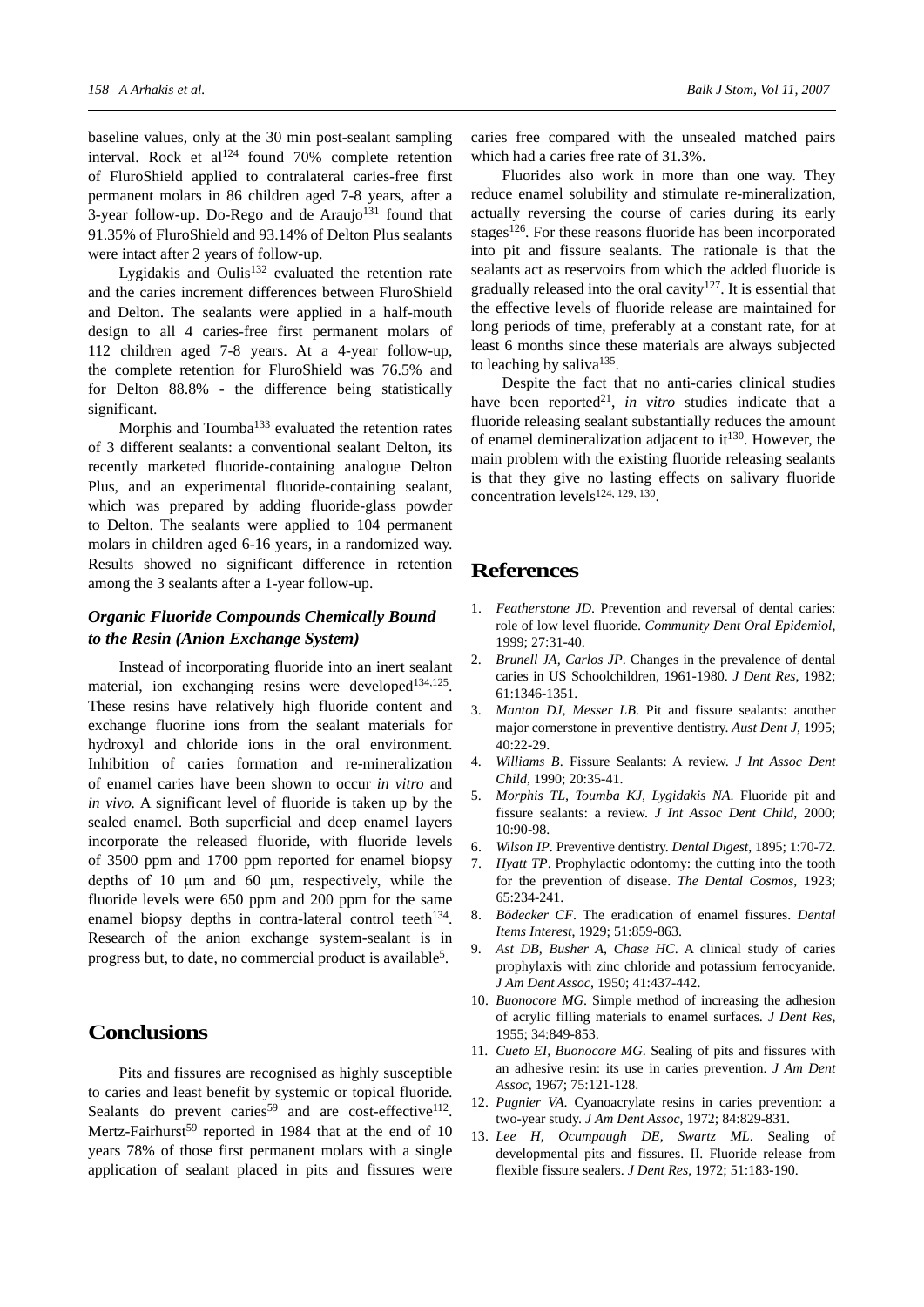baseline values, only at the 30 min post-sealant sampling interval. Rock et al[124] found 70% complete retention of FluroShield applied to contralateral caries-free first permanent molars in 86 children aged 7-8 years, after a 3-year follow-up. Do-Rego and de Araujo[131] found that 91.35% of FluroShield and 93.14% of Delton Plus sealants were intact after 2 years of follow-up.

Lygidakis and Oulis[132] evaluated the retention rate and the caries increment differences between FluroShield and Delton. The sealants were applied in a half-mouth design to all 4 caries-free first permanent molars of 112 children aged 7-8 years. At a 4-year follow-up, the complete retention for FluroShield was 76.5% and for Delton 88.8% - the difference being statistically significant.

Morphis and Toumba[133] evaluated the retention rates of 3 different sealants: a conventional sealant Delton, its recently marketed fluoride-containing analogue Delton Plus, and an experimental fluoride-containing sealant, which was prepared by adding fluoride-glass powder to Delton. The sealants were applied to 104 permanent molars in children aged 6-16 years, in a randomized way. Results showed no significant difference in retention among the 3 sealants after a 1-year follow-up.

### *Organic Fluoride Compounds Chemically Bound to the Resin (Anion Exchange System)*

Instead of incorporating fluoride into an inert sealant material, ion exchanging resins were developed[134,125]. These resins have relatively high fluoride content and exchange fluorine ions from the sealant materials for hydroxyl and chloride ions in the oral environment. Inhibition of caries formation and re-mineralization of enamel caries have been shown to occur *in vitro* and *in vivo.* A significant level of fluoride is taken up by the sealed enamel. Both superficial and deep enamel layers incorporate the released fluoride, with fluoride levels of 3500 ppm and 1700 ppm reported for enamel biopsy depths of 10 μm and 60 μm, respectively, while the fluoride levels were 650 ppm and 200 ppm for the same enamel biopsy depths in contra-lateral control teeth[134]. Research of the anion exchange system-sealant is in progress but, to date, no commercial product is available[5].

## Conclusions

Pits and fissures are recognised as highly susceptible to caries and least benefit by systemic or topical fluoride. Sealants do prevent caries[59] and are cost-effective[112]. Mertz-Fairhurst[59] reported in 1984 that at the end of 10 years 78% of those first permanent molars with a single application of sealant placed in pits and fissures were caries free compared with the unsealed matched pairs which had a caries free rate of 31.3%.

Fluorides also work in more than one way. They reduce enamel solubility and stimulate re-mineralization, actually reversing the course of caries during its early stages[126]. For these reasons fluoride has been incorporated into pit and fissure sealants. The rationale is that the sealants act as reservoirs from which the added fluoride is gradually released into the oral cavity[127]. It is essential that the effective levels of fluoride release are maintained for long periods of time, preferably at a constant rate, for at least 6 months since these materials are always subjected to leaching by saliva[135].

Despite the fact that no anti-caries clinical studies have been reported[21], *in vitro* studies indicate that a fluoride releasing sealant substantially reduces the amount of enamel demineralization adjacent to it[130]. However, the main problem with the existing fluoride releasing sealants is that they give no lasting effects on salivary fluoride concentration levels[124, 129, 130].

## References

1. *Featherstone JD*. Prevention and reversal of dental caries: role of low level fluoride. *Community Dent Oral Epidemiol*, 1999; 27:31-40.
2. *Brunell JA, Carlos JP*. Changes in the prevalence of dental caries in US Schoolchildren, 1961-1980. *J Dent Res,* 1982; 61:1346-1351.
3. *Manton DJ, Messer LB*. Pit and fissure sealants: another major cornerstone in preventive dentistry. *Aust Dent J*, 1995; 40:22-29.
4. *Williams B*. Fissure Sealants: A review. *J Int Assoc Dent Child*, 1990; 20:35-41.
5. *Morphis TL, Toumba KJ, Lygidakis NA*. Fluoride pit and fissure sealants: a review. *J Int Assoc Dent Child*, 2000; 10:90-98.
6. *Wilson IP*. Preventive dentistry. *Dental Digest*, 1895; 1:70-72.
7. *Hyatt TP*. Prophylactic odontomy: the cutting into the tooth for the prevention of disease. *The Dental Cosmos*, 1923; 65:234-241.
8. *Bödecker CF*. The eradication of enamel fissures. *Dental Items Interest*, 1929; 51:859-863.
9. *Ast DB, Busher A, Chase HC*. A clinical study of caries prophylaxis with zinc chloride and potassium ferrocyanide. *J Am Dent Assoc*, 1950; 41:437-442.
10. *Buonocore MG*. Simple method of increasing the adhesion of acrylic filling materials to enamel surfaces. *J Dent Res*, 1955; 34:849-853.
11. *Cueto EI, Buonocore MG*. Sealing of pits and fissures with an adhesive resin: its use in caries prevention. *J Am Dent Assoc*, 1967; 75:121-128.
12. *Pugnier VA*. Cyanoacrylate resins in caries prevention: a two-year study. *J Am Dent Assoc*, 1972; 84:829-831.
13. *Lee H, Ocumpaugh DE, Swartz ML*. Sealing of developmental pits and fissures. II. Fluoride release from flexible fissure sealers. *J Dent Res*, 1972; 51:183-190.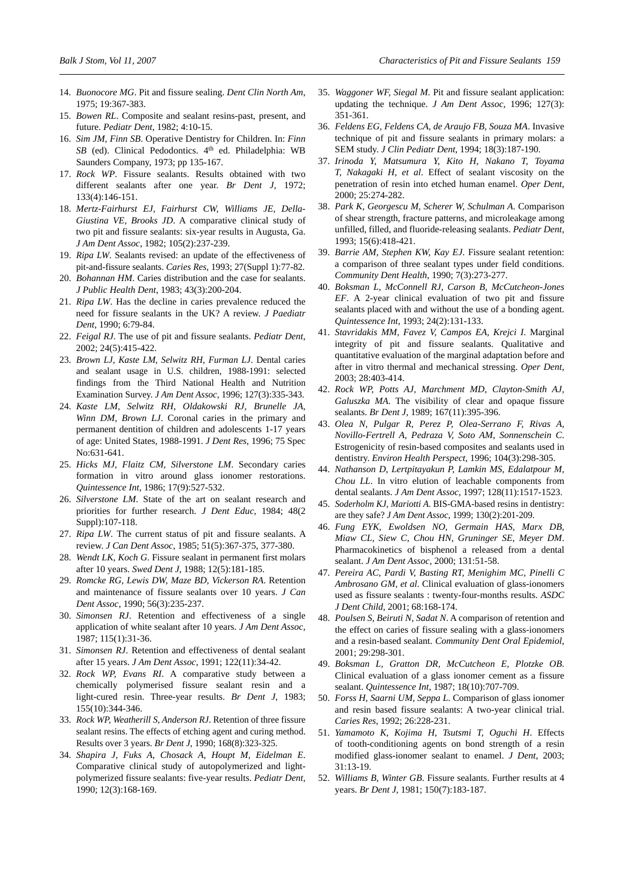14. *Buonocore MG*. Pit and fissure sealing. *Dent Clin North Am*, 1975; 19:367-383.
15. *Bowen RL*. Composite and sealant resins-past, present, and future. *Pediatr Dent*, 1982; 4:10-15.
16. *Sim JM, Finn SB*. Operative Dentistry for Children. In: *Finn SB* (ed). Clinical Pedodontics. 4th ed. Philadelphia: WB Saunders Company, 1973; pp 135-167.
17. *Rock WP*. Fissure sealants. Results obtained with two different sealants after one year. *Br Dent J*, 1972; 133(4):146-151.
18. *Mertz-Fairhurst EJ, Fairhurst CW, Williams JE, Della-Giustina VE, Brooks JD*. A comparative clinical study of two pit and fissure sealants: six-year results in Augusta, Ga. *J Am Dent Assoc*, 1982; 105(2):237-239.
19. *Ripa LW*. Sealants revised: an update of the effectiveness of pit-and-fissure sealants. *Caries Res*, 1993; 27(Suppl 1):77-82.
20. *Bohannan HM*. Caries distribution and the case for sealants. *J Public Health Dent*, 1983; 43(3):200-204.
21. *Ripa LW*. Has the decline in caries prevalence reduced the need for fissure sealants in the UK? A review. *J Paediatr Dent*, 1990; 6:79-84.
22. *Feigal RJ*. The use of pit and fissure sealants. *Pediatr Dent*, 2002; 24(5):415-422.
23. *Brown LJ, Kaste LM, Selwitz RH, Furman LJ*. Dental caries and sealant usage in U.S. children, 1988-1991: selected findings from the Third National Health and Nutrition Examination Survey. *J Am Dent Assoc*, 1996; 127(3):335-343.
24. *Kaste LM, Selwitz RH, Oldakowski RJ, Brunelle JA, Winn DM, Brown LJ*. Coronal caries in the primary and permanent dentition of children and adolescents 1-17 years of age: United States, 1988-1991. *J Dent Res*, 1996; 75 Spec No:631-641.
25. *Hicks MJ, Flaitz CM, Silverstone LM*. Secondary caries formation in vitro around glass ionomer restorations. *Quintessence Int*, 1986; 17(9):527-532.
26. *Silverstone LM*. State of the art on sealant research and priorities for further research. *J Dent Educ*, 1984; 48(2 Suppl):107-118.
27. *Ripa LW*. The current status of pit and fissure sealants. A review. *J Can Dent Assoc*, 1985; 51(5):367-375, 377-380.
28. *Wendt LK, Koch G*. Fissure sealant in permanent first molars after 10 years. *Swed Dent J*, 1988; 12(5):181-185.
29. *Romcke RG, Lewis DW, Maze BD, Vickerson RA*. Retention and maintenance of fissure sealants over 10 years. *J Can Dent Assoc*, 1990; 56(3):235-237.
30. *Simonsen RJ*. Retention and effectiveness of a single application of white sealant after 10 years. *J Am Dent Assoc*, 1987; 115(1):31-36.
31. *Simonsen RJ*. Retention and effectiveness of dental sealant after 15 years. *J Am Dent Assoc*, 1991; 122(11):34-42.
32. *Rock WP, Evans RI*. A comparative study between a chemically polymerised fissure sealant resin and a light-cured resin. Three-year results. *Br Dent J*, 1983; 155(10):344-346.
33. *Rock WP, Weatherill S, Anderson RJ*. Retention of three fissure sealant resins. The effects of etching agent and curing method. Results over 3 years. *Br Dent J*, 1990; 168(8):323-325.
34. *Shapira J, Fuks A, Chosack A, Houpt M, Eidelman E*. Comparative clinical study of autopolymerized and light-polymerized fissure sealants: five-year results. *Pediatr Dent*, 1990; 12(3):168-169.
35. *Waggoner WF, Siegal M*. Pit and fissure sealant application: updating the technique. *J Am Dent Assoc*, 1996; 127(3): 351-361.
36. *Feldens EG, Feldens CA, de Araujo FB, Souza MA*. Invasive technique of pit and fissure sealants in primary molars: a SEM study. *J Clin Pediatr Dent*, 1994; 18(3):187-190.
37. *Irinoda Y, Matsumura Y, Kito H, Nakano T, Toyama T, Nakagaki H, et al*. Effect of sealant viscosity on the penetration of resin into etched human enamel. *Oper Dent*, 2000; 25:274-282.
38. *Park K, Georgescu M, Scherer W, Schulman A*. Comparison of shear strength, fracture patterns, and microleakage among unfilled, filled, and fluoride-releasing sealants. *Pediatr Dent*, 1993; 15(6):418-421.
39. *Barrie AM, Stephen KW, Kay EJ*. Fissure sealant retention: a comparison of three sealant types under field conditions. *Community Dent Health*, 1990; 7(3):273-277.
40. *Boksman L, McConnell RJ, Carson B, McCutcheon-Jones EF*. A 2-year clinical evaluation of two pit and fissure sealants placed with and without the use of a bonding agent. *Quintessence Int*, 1993; 24(2):131-133.
41. *Stavridakis MM, Favez V, Campos EA, Krejci I*. Marginal integrity of pit and fissure sealants. Qualitative and quantitative evaluation of the marginal adaptation before and after in vitro thermal and mechanical stressing. *Oper Dent*, 2003; 28:403-414.
42. *Rock WP, Potts AJ, Marchment MD, Clayton-Smith AJ, Galuszka MA*. The visibility of clear and opaque fissure sealants. *Br Dent J*, 1989; 167(11):395-396.
43. *Olea N, Pulgar R, Perez P, Olea-Serrano F, Rivas A, Novillo-Fertrell A, Pedraza V, Soto AM, Sonnenschein C*. Estrogenicity of resin-based composites and sealants used in dentistry. *Environ Health Perspect*, 1996; 104(3):298-305.
44. *Nathanson D, Lertpitayakun P, Lamkin MS, Edalatpour M, Chou LL*. In vitro elution of leachable components from dental sealants. *J Am Dent Assoc*, 1997; 128(11):1517-1523.
45. *Soderholm KJ, Mariotti A*. BIS-GMA-based resins in dentistry: are they safe? *J Am Dent Assoc*, 1999; 130(2):201-209.
46. *Fung EYK, Ewoldsen NO, Germain HAS, Marx DB, Miaw CL, Siew C, Chou HN, Gruninger SE, Meyer DM*. Pharmacokinetics of bisphenol a released from a dental sealant. *J Am Dent Assoc*, 2000; 131:51-58.
47. *Pereira AC, Pardi V, Basting RT, Menighim MC, Pinelli C Ambrosano GM, et al*. Clinical evaluation of glass-ionomers used as fissure sealants : twenty-four-months results. *ASDC J Dent Child*, 2001; 68:168-174.
48. *Poulsen S, Beiruti N, Sadat N*. A comparison of retention and the effect on caries of fissure sealing with a glass-ionomers and a resin-based sealant. *Community Dent Oral Epidemiol*, 2001; 29:298-301.
49. *Boksman L, Gratton DR, McCutcheon E, Plotzke OB*. Clinical evaluation of a glass ionomer cement as a fissure sealant. *Quintessence Int*, 1987; 18(10):707-709.
50. *Forss H, Saarni UM, Seppa L*. Comparison of glass ionomer and resin based fissure sealants: A two-year clinical trial. *Caries Res*, 1992; 26:228-231.
51. *Yamamoto K, Kojima H, Tsutsmi T, Oguchi H*. Effects of tooth-conditioning agents on bond strength of a resin modified glass-ionomer sealant to enamel. *J Dent*, 2003; 31:13-19.
52. *Williams B, Winter GB*. Fissure sealants. Further results at 4 years. *Br Dent J*, 1981; 150(7):183-187.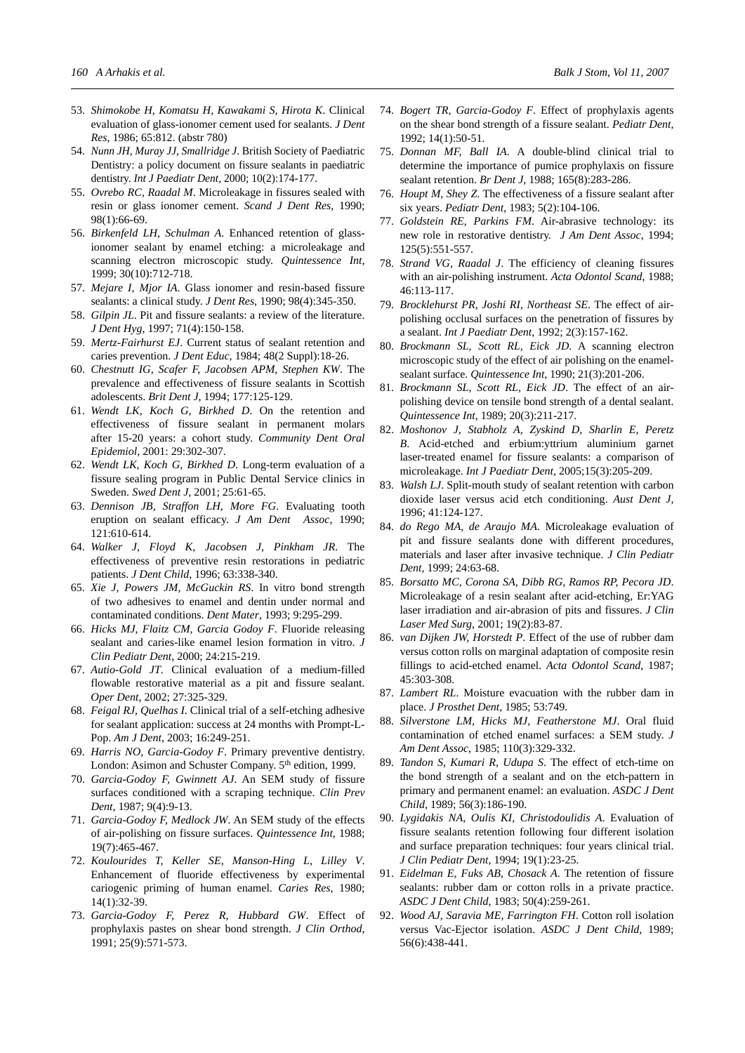53. *Shimokobe H, Komatsu H, Kawakami S, Hirota K*. Clinical evaluation of glass-ionomer cement used for sealants. *J Dent Res*, 1986; 65:812. (abstr 780)
54. *Nunn JH, Muray JJ, Smallridge J*. British Society of Paediatric Dentistry: a policy document on fissure sealants in paediatric dentistry. *Int J Paediatr Dent*, 2000; 10(2):174-177.
55. *Ovrebo RC, Raadal M*. Microleakage in fissures sealed with resin or glass ionomer cement. *Scand J Dent Res*, 1990; 98(1):66-69.
56. *Birkenfeld LH, Schulman A*. Enhanced retention of glass-ionomer sealant by enamel etching: a microleakage and scanning electron microscopic study. *Quintessence Int*, 1999; 30(10):712-718.
57. *Mejare I, Mjor IA*. Glass ionomer and resin-based fissure sealants: a clinical study. *J Dent Res*, 1990; 98(4):345-350.
58. *Gilpin JL*. Pit and fissure sealants: a review of the literature. *J Dent Hyg*, 1997; 71(4):150-158.
59. *Mertz-Fairhurst EJ*. Current status of sealant retention and caries prevention. *J Dent Educ*, 1984; 48(2 Suppl):18-26.
60. *Chestnutt IG, Scafer F, Jacobsen APM, Stephen KW*. The prevalence and effectiveness of fissure sealants in Scottish adolescents. *Brit Dent J*, 1994; 177:125-129.
61. *Wendt LK, Koch G, Birkhed D*. On the retention and effectiveness of fissure sealant in permanent molars after 15-20 years: a cohort study. *Community Dent Oral Epidemiol*, 2001: 29:302-307.
62. *Wendt LK, Koch G, Birkhed D*. Long-term evaluation of a fissure sealing program in Public Dental Service clinics in Sweden. *Swed Dent J*, 2001; 25:61-65.
63. *Dennison JB, Straffon LH, More FG*. Evaluating tooth eruption on sealant efficacy. *J Am Dent Assoc*, 1990; 121:610-614.
64. *Walker J, Floyd K, Jacobsen J, Pinkham JR*. The effectiveness of preventive resin restorations in pediatric patients. *J Dent Child*, 1996; 63:338-340.
65. *Xie J, Powers JM, McGuckin RS*. In vitro bond strength of two adhesives to enamel and dentin under normal and contaminated conditions. *Dent Mater*, 1993; 9:295-299.
66. *Hicks MJ, Flaitz CM, Garcia Godoy F*. Fluoride releasing sealant and caries-like enamel lesion formation in vitro. *J Clin Pediatr Dent*, 2000; 24:215-219.
67. *Autio-Gold JT*. Clinical evaluation of a medium-filled flowable restorative material as a pit and fissure sealant. *Oper Dent*, 2002; 27:325-329.
68. *Feigal RJ, Quelhas I*. Clinical trial of a self-etching adhesive for sealant application: success at 24 months with Prompt-L-Pop. *Am J Dent*, 2003; 16:249-251.
69. *Harris NO, Garcia-Godoy F*. Primary preventive dentistry. London: Asimon and Schuster Company. 5th edition, 1999.
70. *Garcia-Godoy F, Gwinnett AJ*. An SEM study of fissure surfaces conditioned with a scraping technique. *Clin Prev Dent*, 1987; 9(4):9-13.
71. *Garcia-Godoy F, Medlock JW*. An SEM study of the effects of air-polishing on fissure surfaces. *Quintessence Int*, 1988; 19(7):465-467.
72. *Koulourides T, Keller SE, Manson-Hing L, Lilley V*. Enhancement of fluoride effectiveness by experimental cariogenic priming of human enamel. *Caries Res*, 1980; 14(1):32-39.
73. *Garcia-Godoy F, Perez R, Hubbard GW*. Effect of prophylaxis pastes on shear bond strength. *J Clin Orthod*, 1991; 25(9):571-573.
74. *Bogert TR, Garcia-Godoy F*. Effect of prophylaxis agents on the shear bond strength of a fissure sealant. *Pediatr Dent*, 1992; 14(1):50-51.
75. *Donnan MF, Ball IA*. A double-blind clinical trial to determine the importance of pumice prophylaxis on fissure sealant retention. *Br Dent J*, 1988; 165(8):283-286.
76. *Houpt M, Shey Z*. The effectiveness of a fissure sealant after six years. *Pediatr Dent*, 1983; 5(2):104-106.
77. *Goldstein RE, Parkins FM*. Air-abrasive technology: its new role in restorative dentistry. *J Am Dent Assoc*, 1994; 125(5):551-557.
78. *Strand VG, Raadal J*. The efficiency of cleaning fissures with an air-polishing instrument. *Acta Odontol Scand*, 1988; 46:113-117.
79. *Brocklehurst PR, Joshi RI, Northeast SE*. The effect of air-polishing occlusal surfaces on the penetration of fissures by a sealant. *Int J Paediatr Dent*, 1992; 2(3):157-162.
80. *Brockmann SL, Scott RL, Eick JD*. A scanning electron microscopic study of the effect of air polishing on the enamel-sealant surface. *Quintessence Int*, 1990; 21(3):201-206.
81. *Brockmann SL, Scott RL, Eick JD*. The effect of an air-polishing device on tensile bond strength of a dental sealant. *Quintessence Int*, 1989; 20(3):211-217.
82. *Moshonov J, Stabholz A, Zyskind D, Sharlin E, Peretz B*. Acid-etched and erbium:yttrium aluminium garnet laser-treated enamel for fissure sealants: a comparison of microleakage. *Int J Paediatr Dent*, 2005;15(3):205-209.
83. *Walsh LJ*. Split-mouth study of sealant retention with carbon dioxide laser versus acid etch conditioning. *Aust Dent J*, 1996; 41:124-127.
84. *do Rego MA, de Araujo MA*. Microleakage evaluation of pit and fissure sealants done with different procedures, materials and laser after invasive technique. *J Clin Pediatr Dent*, 1999; 24:63-68.
85. *Borsatto MC, Corona SA, Dibb RG, Ramos RP, Pecora JD*. Microleakage of a resin sealant after acid-etching, Er:YAG laser irradiation and air-abrasion of pits and fissures. *J Clin Laser Med Surg*, 2001; 19(2):83-87.
86. *van Dijken JW, Horstedt P*. Effect of the use of rubber dam versus cotton rolls on marginal adaptation of composite resin fillings to acid-etched enamel. *Acta Odontol Scand*, 1987; 45:303-308.
87. *Lambert RL*. Moisture evacuation with the rubber dam in place. *J Prosthet Dent*, 1985; 53:749.
88. *Silverstone LM, Hicks MJ, Featherstone MJ*. Oral fluid contamination of etched enamel surfaces: a SEM study. *J Am Dent Assoc*, 1985; 110(3):329-332.
89. *Tandon S, Kumari R, Udupa S*. The effect of etch-time on the bond strength of a sealant and on the etch-pattern in primary and permanent enamel: an evaluation. *ASDC J Dent Child*, 1989; 56(3):186-190.
90. *Lygidakis NA, Oulis KI, Christodoulidis A*. Evaluation of fissure sealants retention following four different isolation and surface preparation techniques: four years clinical trial. *J Clin Pediatr Dent*, 1994; 19(1):23-25.
91. *Eidelman E, Fuks AB, Chosack A*. The retention of fissure sealants: rubber dam or cotton rolls in a private practice. *ASDC J Dent Child*, 1983; 50(4):259-261.
92. *Wood AJ, Saravia ME, Farrington FH*. Cotton roll isolation versus Vac-Ejector isolation. *ASDC J Dent Child*, 1989; 56(6):438-441.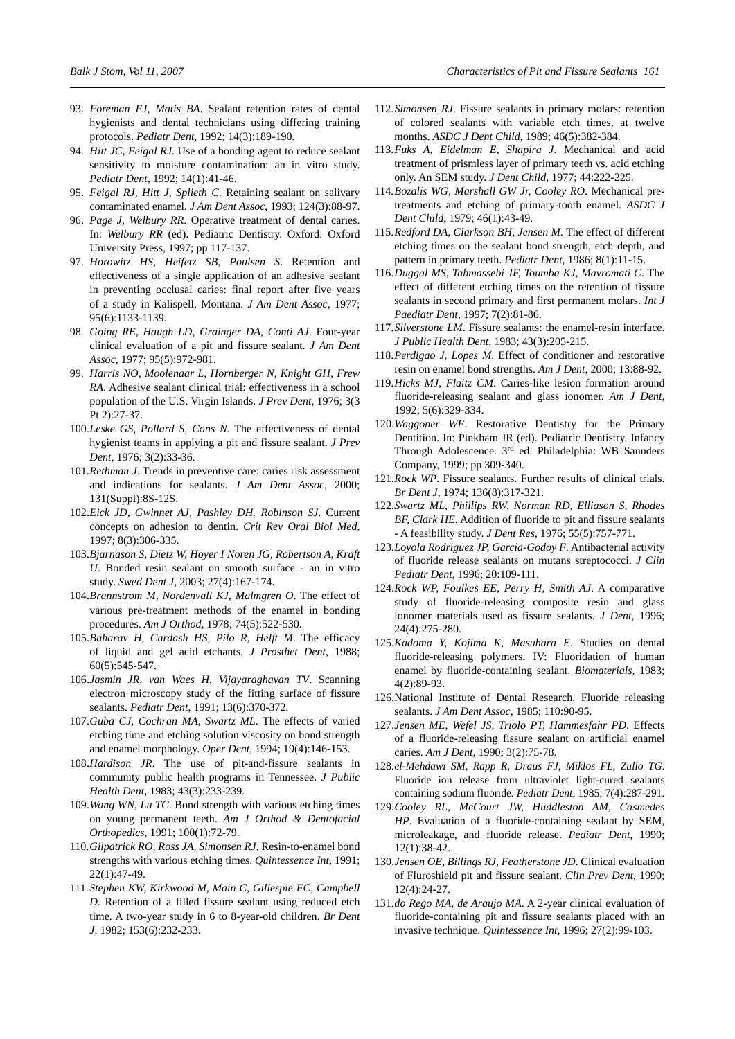93. *Foreman FJ, Matis BA*. Sealant retention rates of dental hygienists and dental technicians using differing training protocols. *Pediatr Dent*, 1992; 14(3):189-190.
94. *Hitt JC, Feigal RJ*. Use of a bonding agent to reduce sealant sensitivity to moisture contamination: an in vitro study. *Pediatr Dent*, 1992; 14(1):41-46.
95. *Feigal RJ, Hitt J, Splieth C*. Retaining sealant on salivary contaminated enamel. *J Am Dent Assoc*, 1993; 124(3):88-97.
96. *Page J, Welbury RR*. Operative treatment of dental caries. In: *Welbury RR* (ed). Pediatric Dentistry. Oxford: Oxford University Press, 1997; pp 117-137.
97. *Horowitz HS, Heifetz SB, Poulsen S*. Retention and effectiveness of a single application of an adhesive sealant in preventing occlusal caries: final report after five years of a study in Kalispell, Montana. *J Am Dent Assoc*, 1977; 95(6):1133-1139.
98. *Going RE, Haugh LD, Grainger DA, Conti AJ*. Four-year clinical evaluation of a pit and fissure sealant. *J Am Dent Assoc*, 1977; 95(5):972-981.
99. *Harris NO, Moolenaar L, Hornberger N, Knight GH, Frew RA*. Adhesive sealant clinical trial: effectiveness in a school population of the U.S. Virgin Islands. *J Prev Dent*, 1976; 3(3 Pt 2):27-37.
100. *Leske GS, Pollard S, Cons N*. The effectiveness of dental hygienist teams in applying a pit and fissure sealant. *J Prev Dent*, 1976; 3(2):33-36.
101. *Rethman J*. Trends in preventive care: caries risk assessment and indications for sealants. *J Am Dent Assoc*, 2000; 131(Suppl):8S-12S.
102. *Eick JD, Gwinnet AJ, Pashley DH. Robinson SJ*. Current concepts on adhesion to dentin. *Crit Rev Oral Biol Med*, 1997; 8(3):306-335.
103. *Bjarnason S, Dietz W, Hoyer I Noren JG, Robertson A, Kraft U*. Bonded resin sealant on smooth surface - an in vitro study. *Swed Dent J*, 2003; 27(4):167-174.
104. *Brannstrom M, Nordenvall KJ, Malmgren O*. The effect of various pre-treatment methods of the enamel in bonding procedures. *Am J Orthod*, 1978; 74(5):522-530.
105. *Baharav H, Cardash HS, Pilo R, Helft M*. The efficacy of liquid and gel acid etchants. *J Prosthet Dent*, 1988; 60(5):545-547.
106. *Jasmin JR, van Waes H, Vijayaraghavan TV*. Scanning electron microscopy study of the fitting surface of fissure sealants. *Pediatr Dent*, 1991; 13(6):370-372.
107. *Guba CJ, Cochran MA, Swartz ML*. The effects of varied etching time and etching solution viscosity on bond strength and enamel morphology. *Oper Dent*, 1994; 19(4):146-153.
108. *Hardison JR*. The use of pit-and-fissure sealants in community public health programs in Tennessee. *J Public Health Dent*, 1983; 43(3):233-239.
109. *Wang WN, Lu TC*. Bond strength with various etching times on young permanent teeth. *Am J Orthod & Dentofacial Orthopedics*, 1991; 100(1):72-79.
110. *Gilpatrick RO, Ross JA, Simonsen RJ*. Resin-to-enamel bond strengths with various etching times. *Quintessence Int*, 1991; 22(1):47-49.
111. *Stephen KW, Kirkwood M, Main C, Gillespie FC, Campbell D*. Retention of a filled fissure sealant using reduced etch time. A two-year study in 6 to 8-year-old children. *Br Dent J*, 1982; 153(6):232-233.
112. *Simonsen RJ*. Fissure sealants in primary molars: retention of colored sealants with variable etch times, at twelve months. *ASDC J Dent Child*, 1989; 46(5):382-384.
113. *Fuks A, Eidelman E, Shapira J*. Mechanical and acid treatment of prismless layer of primary teeth vs. acid etching only. An SEM study. *J Dent Child*, 1977; 44:222-225.
114. *Bozalis WG, Marshall GW Jr, Cooley RO*. Mechanical pre-treatments and etching of primary-tooth enamel. *ASDC J Dent Child*, 1979; 46(1):43-49.
115. *Redford DA, Clarkson BH, Jensen M*. The effect of different etching times on the sealant bond strength, etch depth, and pattern in primary teeth. *Pediatr Dent*, 1986; 8(1):11-15.
116. *Duggal MS, Tahmassebi JF, Toumba KJ, Mavromati C*. The effect of different etching times on the retention of fissure sealants in second primary and first permanent molars. *Int J Paediatr Dent*, 1997; 7(2):81-86.
117. *Silverstone LM*. Fissure sealants: the enamel-resin interface. *J Public Health Dent*, 1983; 43(3):205-215.
118. *Perdigao J, Lopes M*. Effect of conditioner and restorative resin on enamel bond strengths. *Am J Dent*, 2000; 13:88-92.
119. *Hicks MJ, Flaitz CM*. Caries-like lesion formation around fluoride-releasing sealant and glass ionomer. *Am J Dent*, 1992; 5(6):329-334.
120. *Waggoner WF*. Restorative Dentistry for the Primary Dentition. In: Pinkham JR (ed). Pediatric Dentistry. Infancy Through Adolescence. 3rd ed. Philadelphia: WB Saunders Company, 1999; pp 309-340.
121. *Rock WP*. Fissure sealants. Further results of clinical trials. *Br Dent J*, 1974; 136(8):317-321.
122. *Swartz ML, Phillips RW, Norman RD, Elliason S, Rhodes BF, Clark HE*. Addition of fluoride to pit and fissure sealants - A feasibility study. *J Dent Res*, 1976; 55(5):757-771.
123. *Loyola Rodriguez JP, Garcia-Godoy F*. Antibacterial activity of fluoride release sealants on mutans streptococci. *J Clin Pediatr Dent*, 1996; 20:109-111.
124. *Rock WP, Foulkes EE, Perry H, Smith AJ*. A comparative study of fluoride-releasing composite resin and glass ionomer materials used as fissure sealants. *J Dent*, 1996; 24(4):275-280.
125. *Kadoma Y, Kojima K, Masuhara E*. Studies on dental fluoride-releasing polymers. IV: Fluoridation of human enamel by fluoride-containing sealant. *Biomaterials*, 1983; 4(2):89-93.
126. National Institute of Dental Research. Fluoride releasing sealants. *J Am Dent Assoc*, 1985; 110:90-95.
127. *Jensen ME, Wefel JS, Triolo PT, Hammesfahr PD*. Effects of a fluoride-releasing fissure sealant on artificial enamel caries. *Am J Dent*, 1990; 3(2):75-78.
128. *el-Mehdawi SM, Rapp R, Draus FJ, Miklos FL, Zullo TG*. Fluoride ion release from ultraviolet light-cured sealants containing sodium fluoride. *Pediatr Dent*, 1985; 7(4):287-291.
129. *Cooley RL, McCourt JW, Huddleston AM, Casmedes HP*. Evaluation of a fluoride-containing sealant by SEM, microleakage, and fluoride release. *Pediatr Dent*, 1990; 12(1):38-42.
130. *Jensen OE, Billings RJ, Featherstone JD*. Clinical evaluation of Fluroshield pit and fissure sealant. *Clin Prev Dent*, 1990; 12(4):24-27.
131. *do Rego MA, de Araujo MA*. A 2-year clinical evaluation of fluoride-containing pit and fissure sealants placed with an invasive technique. *Quintessence Int*, 1996; 27(2):99-103.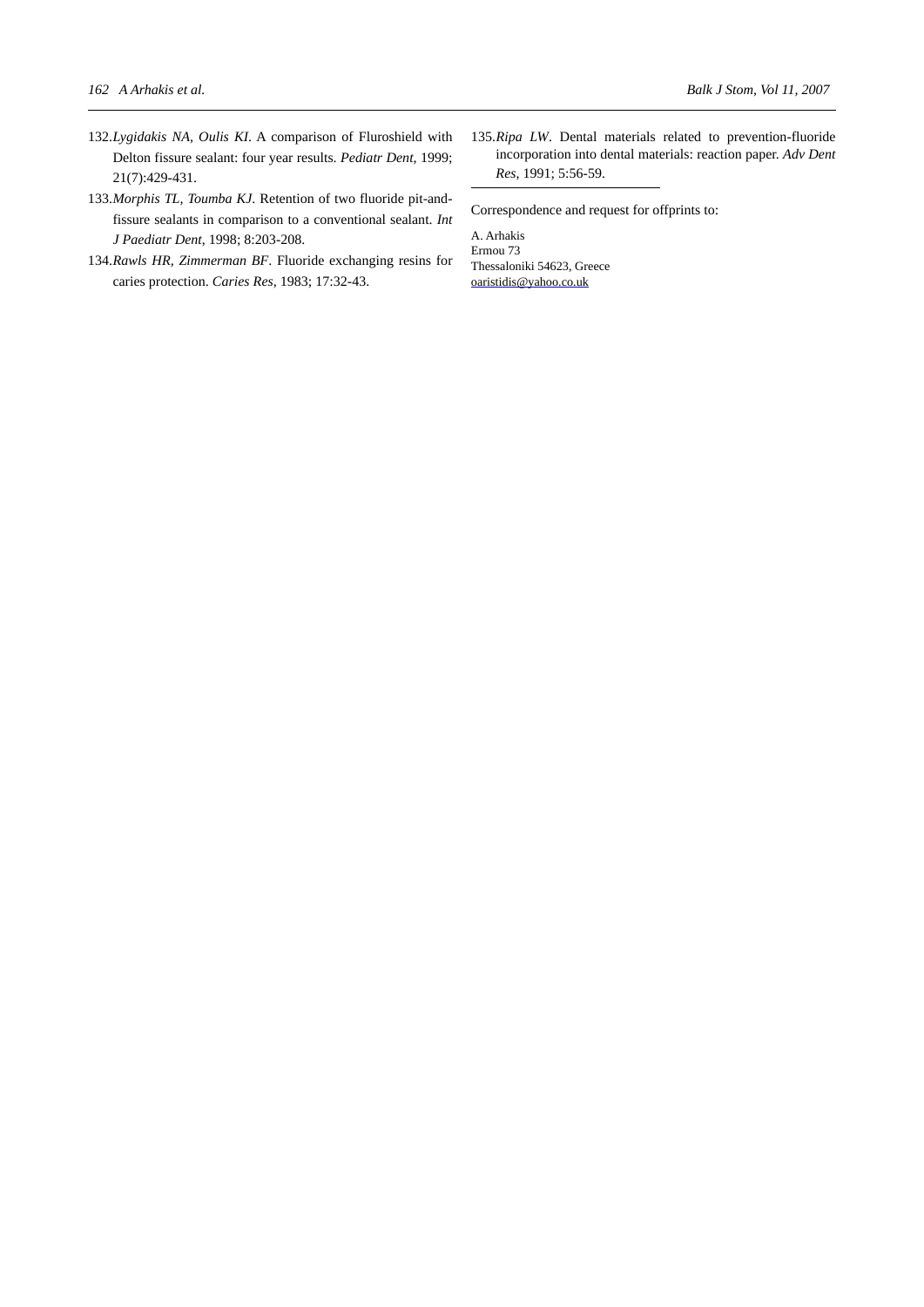132. *Lygidakis NA, Oulis KI*. A comparison of Fluroshield with Delton fissure sealant: four year results. *Pediatr Dent*, 1999; 21(7):429-431.

133. *Morphis TL, Toumba KJ*. Retention of two fluoride pit-and-fissure sealants in comparison to a conventional sealant. *Int J Paediatr Dent*, 1998; 8:203-208.

134. *Rawls HR, Zimmerman BF*. Fluoride exchanging resins for caries protection. *Caries Res*, 1983; 17:32-43.

135. *Ripa LW*. Dental materials related to prevention-fluoride incorporation into dental materials: reaction paper. *Adv Dent Res*, 1991; 5:56-59.

---

Correspondence and request for offprints to:

A. Arhakis
Ermou 73
Thessaloniki 54623, Greece
oaristidis@yahoo.co.uk